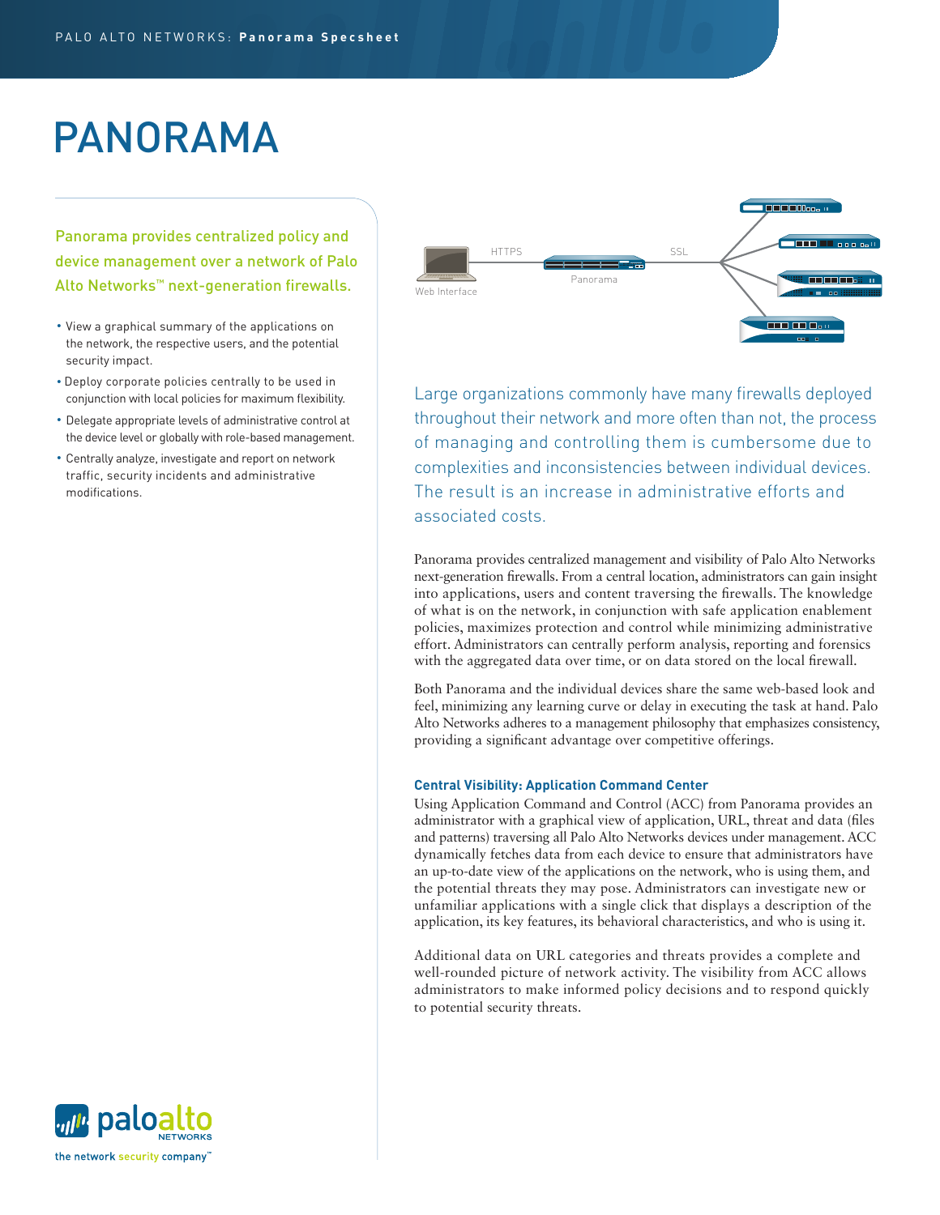# PANORAMA

Panorama provides centralized policy and device management over a network of Palo Alto Networks™ next-generation firewalls.

- View a graphical summary of the applications on the network, the respective users, and the potential security impact.
- Deploy corporate policies centrally to be used in conjunction with local policies for maximum flexibility.
- Delegate appropriate levels of administrative control at the device level or globally with role-based management.
- Centrally analyze, investigate and report on network traffic, security incidents and administrative modifications.

HTTPS

SSL

Web Interface

Panorama

Large organizations commonly have many firewalls deployed throughout their network and more often than not, the process of managing and controlling them is cumbersome due to complexities and inconsistencies between individual devices. The result is an increase in administrative efforts and associated costs.

Panorama provides centralized management and visibility of Palo Alto Networks next-generation firewalls. From a central location, administrators can gain insight into applications, users and content traversing the firewalls. The knowledge of what is on the network, in conjunction with safe application enablement policies, maximizes protection and control while minimizing administrative effort. Administrators can centrally perform analysis, reporting and forensics with the aggregated data over time, or on data stored on the local firewall.

Both Panorama and the individual devices share the same web-based look and feel, minimizing any learning curve or delay in executing the task at hand. Palo Alto Networks adheres to a management philosophy that emphasizes consistency, providing a significant advantage over competitive offerings.

### Central Visibility: Application Command Center

Using Application Command and Control (ACC) from Panorama provides an administrator with a graphical view of application, URL, threat and data (files and patterns) traversing all Palo Alto Networks devices under management. ACC dynamically fetches data from each device to ensure that administrators have an up-to-date view of the applications on the network, who is using them, and the potential threats they may pose. Administrators can investigate new or unfamiliar applications with a single click that displays a description of the application, its key features, its behavioral characteristics, and who is using it.

Additional data on URL categories and threats provides a complete and well-rounded picture of network activity. The visibility from ACC allows administrators to make informed policy decisions and to respond quickly to potential security threats.

paloalto NETWORKS

the network security company™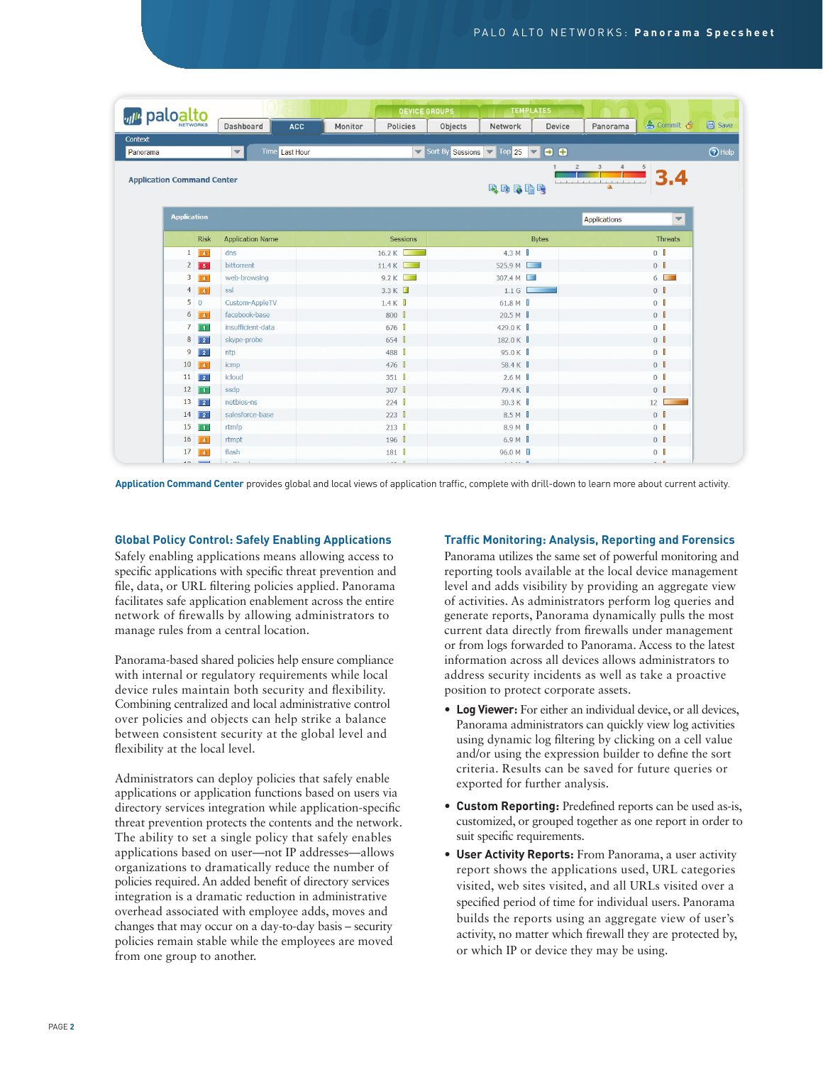Application Command Center provides global and local views of application traffic, complete with drill-down to learn more about current activity.

### Global Policy Control: Safely Enabling Applications

Safely enabling applications means allowing access to specific applications with specific threat prevention and file, data, or URL filtering policies applied. Panorama facilitates safe application enablement across the entire network of firewalls by allowing administrators to manage rules from a central location.

Panorama-based shared policies help ensure compliance with internal or regulatory requirements while local device rules maintain both security and flexibility. Combining centralized and local administrative control over policies and objects can help strike a balance between consistent security at the global level and flexibility at the local level.

Administrators can deploy policies that safely enable applications or application functions based on users via directory services integration while application-specific threat prevention protects the contents and the network. The ability to set a single policy that safely enables applications based on user—not IP addresses—allows organizations to dramatically reduce the number of policies required. An added benefit of directory services integration is a dramatic reduction in administrative overhead associated with employee adds, moves and changes that may occur on a day-to-day basis – security policies remain stable while the employees are moved from one group to another.

### Traffic Monitoring: Analysis, Reporting and Forensics

Panorama utilizes the same set of powerful monitoring and reporting tools available at the local device management level and adds visibility by providing an aggregate view of activities. As administrators perform log queries and generate reports, Panorama dynamically pulls the most current data directly from firewalls under management or from logs forwarded to Panorama. Access to the latest information across all devices allows administrators to address security incidents as well as take a proactive position to protect corporate assets.

- **Log Viewer:** For either an individual device, or all devices, Panorama administrators can quickly view log activities using dynamic log filtering by clicking on a cell value and/or using the expression builder to define the sort criteria. Results can be saved for future queries or exported for further analysis.
- **Custom Reporting:** Predefined reports can be used as-is, customized, or grouped together as one report in order to suit specific requirements.
- **User Activity Reports:** From Panorama, a user activity report shows the applications used, URL categories visited, web sites visited, and all URLs visited over a specified period of time for individual users. Panorama builds the reports using an aggregate view of user's activity, no matter which firewall they are protected by, or which IP or device they may be using.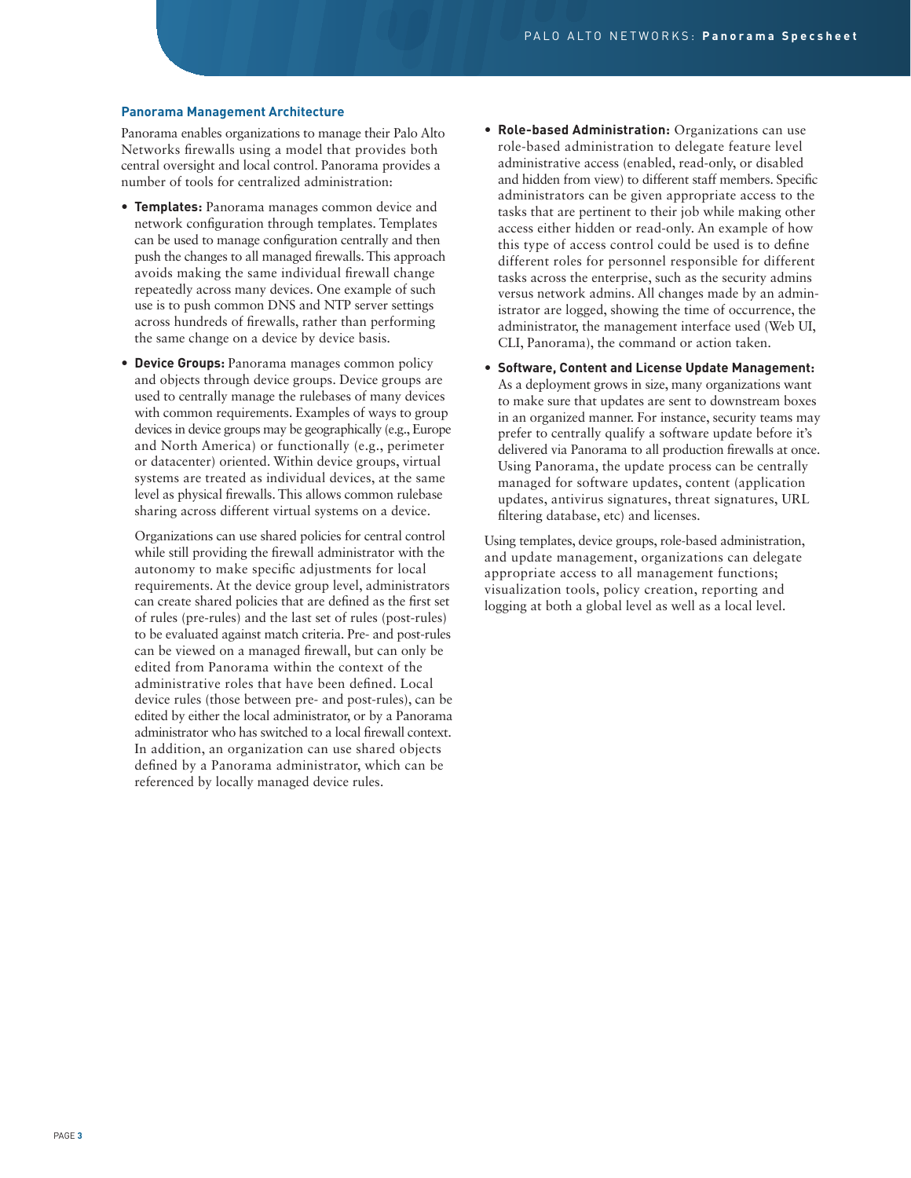## Panorama Management Architecture

Panorama enables organizations to manage their Palo Alto Networks firewalls using a model that provides both central oversight and local control. Panorama provides a number of tools for centralized administration:

- **Templates:** Panorama manages common device and network configuration through templates. Templates can be used to manage configuration centrally and then push the changes to all managed firewalls. This approach avoids making the same individual firewall change repeatedly across many devices. One example of such use is to push common DNS and NTP server settings across hundreds of firewalls, rather than performing the same change on a device by device basis.

- **Device Groups:** Panorama manages common policy and objects through device groups. Device groups are used to centrally manage the rulebases of many devices with common requirements. Examples of ways to group devices in device groups may be geographically (e.g., Europe and North America) or functionally (e.g., perimeter or datacenter) oriented. Within device groups, virtual systems are treated as individual devices, at the same level as physical firewalls. This allows common rulebase sharing across different virtual systems on a device.

  Organizations can use shared policies for central control while still providing the firewall administrator with the autonomy to make specific adjustments for local requirements. At the device group level, administrators can create shared policies that are defined as the first set of rules (pre-rules) and the last set of rules (post-rules) to be evaluated against match criteria. Pre- and post-rules can be viewed on a managed firewall, but can only be edited from Panorama within the context of the administrative roles that have been defined. Local device rules (those between pre- and post-rules), can be edited by either the local administrator, or by a Panorama administrator who has switched to a local firewall context. In addition, an organization can use shared objects defined by a Panorama administrator, which can be referenced by locally managed device rules.

- **Role-based Administration:** Organizations can use role-based administration to delegate feature level administrative access (enabled, read-only, or disabled and hidden from view) to different staff members. Specific administrators can be given appropriate access to the tasks that are pertinent to their job while making other access either hidden or read-only. An example of how this type of access control could be used is to define different roles for personnel responsible for different tasks across the enterprise, such as the security admins versus network admins. All changes made by an administrator are logged, showing the time of occurrence, the administrator, the management interface used (Web UI, CLI, Panorama), the command or action taken.

- **Software, Content and License Update Management:** As a deployment grows in size, many organizations want to make sure that updates are sent to downstream boxes in an organized manner. For instance, security teams may prefer to centrally qualify a software update before it's delivered via Panorama to all production firewalls at once. Using Panorama, the update process can be centrally managed for software updates, content (application updates, antivirus signatures, threat signatures, URL filtering database, etc) and licenses.

Using templates, device groups, role-based administration, and update management, organizations can delegate appropriate access to all management functions; visualization tools, policy creation, reporting and logging at both a global level as well as a local level.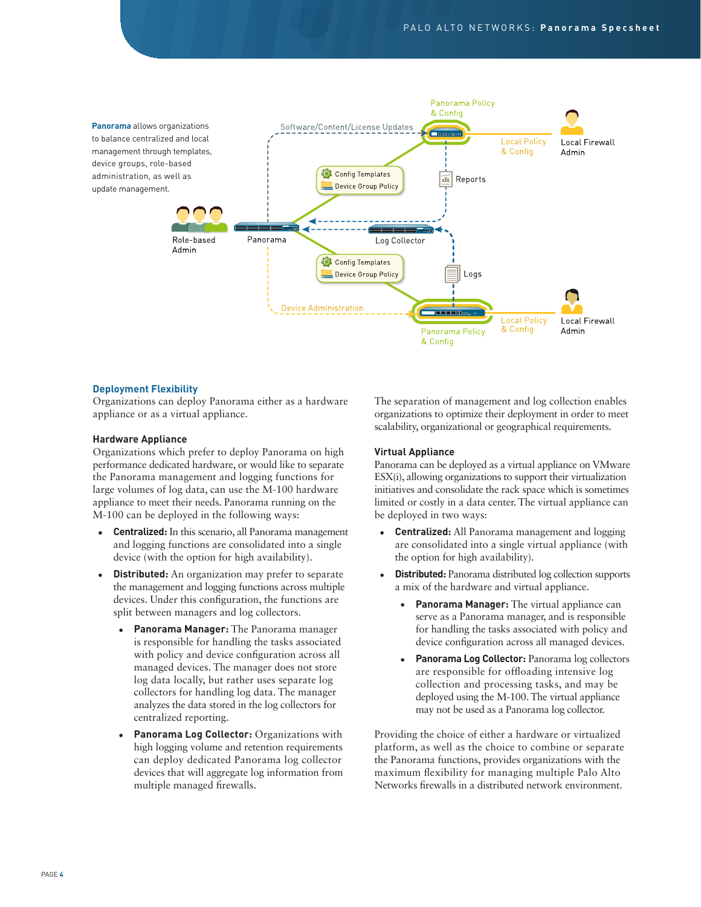**Panorama** allows organizations to balance centralized and local management through templates, device groups, role-based administration, as well as update management.

Software/Content/License Updates

Panorama Policy & Config

Local Policy & Config

Local Firewall Admin

Config Templates

Device Group Policy

Reports

Role-based Admin

Panorama

Log Collector

Config Templates

Device Group Policy

Logs

Device Administration

Panorama Policy & Config

Local Policy & Config

Local Firewall Admin

## Deployment Flexibility

Organizations can deploy Panorama either as a hardware appliance or as a virtual appliance.

### Hardware Appliance

Organizations which prefer to deploy Panorama on high performance dedicated hardware, or would like to separate the Panorama management and logging functions for large volumes of log data, can use the M-100 hardware appliance to meet their needs. Panorama running on the M-100 can be deployed in the following ways:

- **Centralized:** In this scenario, all Panorama management and logging functions are consolidated into a single device (with the option for high availability).
- **Distributed:** An organization may prefer to separate the management and logging functions across multiple devices. Under this configuration, the functions are split between managers and log collectors.
  - **Panorama Manager:** The Panorama manager is responsible for handling the tasks associated with policy and device configuration across all managed devices. The manager does not store log data locally, but rather uses separate log collectors for handling log data. The manager analyzes the data stored in the log collectors for centralized reporting.
  - **Panorama Log Collector:** Organizations with high logging volume and retention requirements can deploy dedicated Panorama log collector devices that will aggregate log information from multiple managed firewalls.

The separation of management and log collection enables organizations to optimize their deployment in order to meet scalability, organizational or geographical requirements.

### Virtual Appliance

Panorama can be deployed as a virtual appliance on VMware ESX(i), allowing organizations to support their virtualization initiatives and consolidate the rack space which is sometimes limited or costly in a data center. The virtual appliance can be deployed in two ways:

- **Centralized:** All Panorama management and logging are consolidated into a single virtual appliance (with the option for high availability).
- **Distributed:** Panorama distributed log collection supports a mix of the hardware and virtual appliance.
  - **Panorama Manager:** The virtual appliance can serve as a Panorama manager, and is responsible for handling the tasks associated with policy and device configuration across all managed devices.
  - **Panorama Log Collector:** Panorama log collectors are responsible for offloading intensive log collection and processing tasks, and may be deployed using the M-100. The virtual appliance may not be used as a Panorama log collector.

Providing the choice of either a hardware or virtualized platform, as well as the choice to combine or separate the Panorama functions, provides organizations with the maximum flexibility for managing multiple Palo Alto Networks firewalls in a distributed network environment.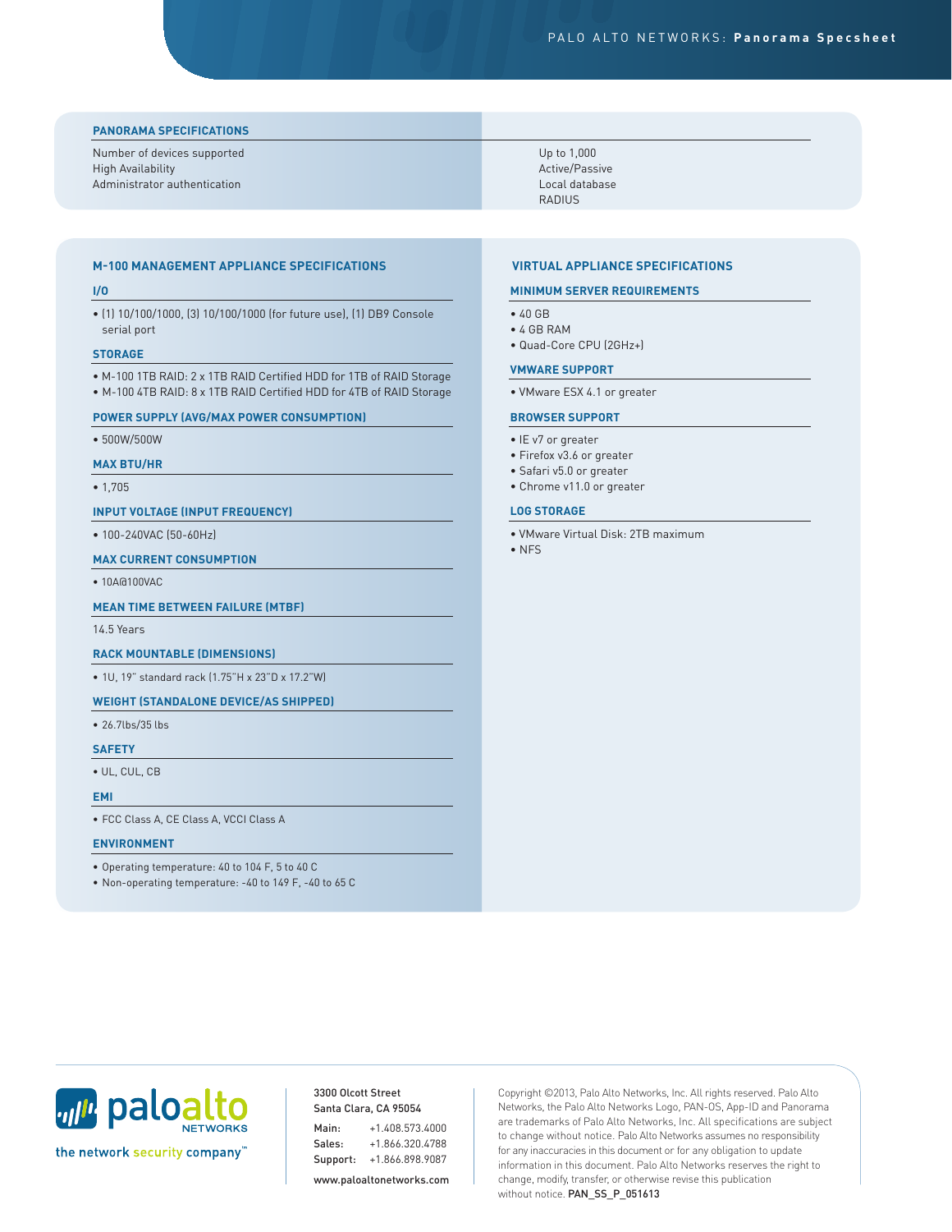## PANORAMA SPECIFICATIONS

| | |
|---|---|
| Number of devices supported | Up to 1,000 |
| High Availability | Active/Passive |
| Administrator authentication | Local database<br>RADIUS |

## M-100 MANAGEMENT APPLIANCE SPECIFICATIONS

### I/O

- (1) 10/100/1000, (3) 10/100/1000 (for future use), (1) DB9 Console serial port

### STORAGE

- M-100 1TB RAID: 2 x 1TB RAID Certified HDD for 1TB of RAID Storage
- M-100 4TB RAID: 8 x 1TB RAID Certified HDD for 4TB of RAID Storage

### POWER SUPPLY (AVG/MAX POWER CONSUMPTION)

- 500W/500W

### MAX BTU/HR

- 1,705

### INPUT VOLTAGE (INPUT FREQUENCY)

- 100-240VAC (50-60Hz)

### MAX CURRENT CONSUMPTION

- 10A@100VAC

### MEAN TIME BETWEEN FAILURE (MTBF)

14.5 Years

### RACK MOUNTABLE (DIMENSIONS)

- 1U, 19" standard rack (1.75"H x 23"D x 17.2"W)

### WEIGHT (STANDALONE DEVICE/AS SHIPPED)

- 26.7lbs/35 lbs

### SAFETY

- UL, CUL, CB

### EMI

- FCC Class A, CE Class A, VCCI Class A

### ENVIRONMENT

- Operating temperature: 40 to 104 F, 5 to 40 C
- Non-operating temperature: -40 to 149 F, -40 to 65 C

## VIRTUAL APPLIANCE SPECIFICATIONS

### MINIMUM SERVER REQUIREMENTS

- 40 GB
- 4 GB RAM
- Quad-Core CPU (2GHz+)

### VMWARE SUPPORT

- VMware ESX 4.1 or greater

### BROWSER SUPPORT

- IE v7 or greater
- Firefox v3.6 or greater
- Safari v5.0 or greater
- Chrome v11.0 or greater

### LOG STORAGE

- VMware Virtual Disk: 2TB maximum
- NFS

---

paloalto NETWORKS
the network security company™

3300 Olcott Street
Santa Clara, CA 95054

Main: +1.408.573.4000
Sales: +1.866.320.4788
Support: +1.866.898.9087

www.paloaltonetworks.com

Copyright ©2013, Palo Alto Networks, Inc. All rights reserved. Palo Alto Networks, the Palo Alto Networks Logo, PAN-OS, App-ID and Panorama are trademarks of Palo Alto Networks, Inc. All specifications are subject to change without notice. Palo Alto Networks assumes no responsibility for any inaccuracies in this document or for any obligation to update information in this document. Palo Alto Networks reserves the right to change, modify, transfer, or otherwise revise this publication without notice. PAN_SS_P_051613